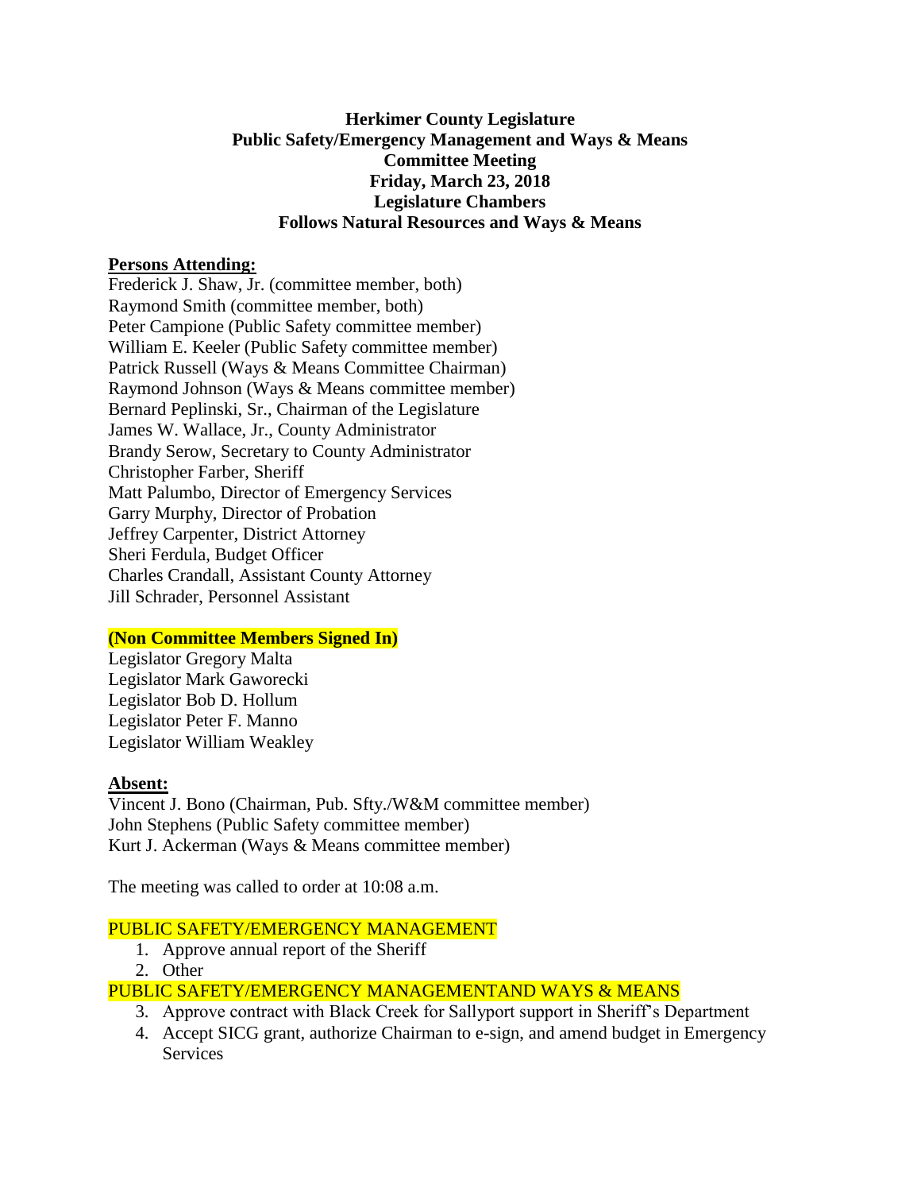**Herkimer County Legislature**
**Public Safety/Emergency Management and Ways & Means**
**Committee Meeting**
**Friday, March 23, 2018**
**Legislature Chambers**
**Follows Natural Resources and Ways & Means**

**Persons Attending:**

Frederick J. Shaw, Jr. (committee member, both)
Raymond Smith (committee member, both)
Peter Campione (Public Safety committee member)
William E. Keeler (Public Safety committee member)
Patrick Russell (Ways & Means Committee Chairman)
Raymond Johnson (Ways & Means committee member)
Bernard Peplinski, Sr., Chairman of the Legislature
James W. Wallace, Jr., County Administrator
Brandy Serow, Secretary to County Administrator
Christopher Farber, Sheriff
Matt Palumbo, Director of Emergency Services
Garry Murphy, Director of Probation
Jeffrey Carpenter, District Attorney
Sheri Ferdula, Budget Officer
Charles Crandall, Assistant County Attorney
Jill Schrader, Personnel Assistant

**(Non Committee Members Signed In)**

Legislator Gregory Malta
Legislator Mark Gaworecki
Legislator Bob D. Hollum
Legislator Peter F. Manno
Legislator William Weakley

**Absent:**

Vincent J. Bono (Chairman, Pub. Sfty./W&M committee member)
John Stephens (Public Safety committee member)
Kurt J. Ackerman (Ways & Means committee member)

The meeting was called to order at 10:08 a.m.

PUBLIC SAFETY/EMERGENCY MANAGEMENT

1. Approve annual report of the Sheriff
2. Other

PUBLIC SAFETY/EMERGENCY MANAGEMENTAND WAYS & MEANS

3. Approve contract with Black Creek for Sallyport support in Sheriff's Department
4. Accept SICG grant, authorize Chairman to e-sign, and amend budget in Emergency Services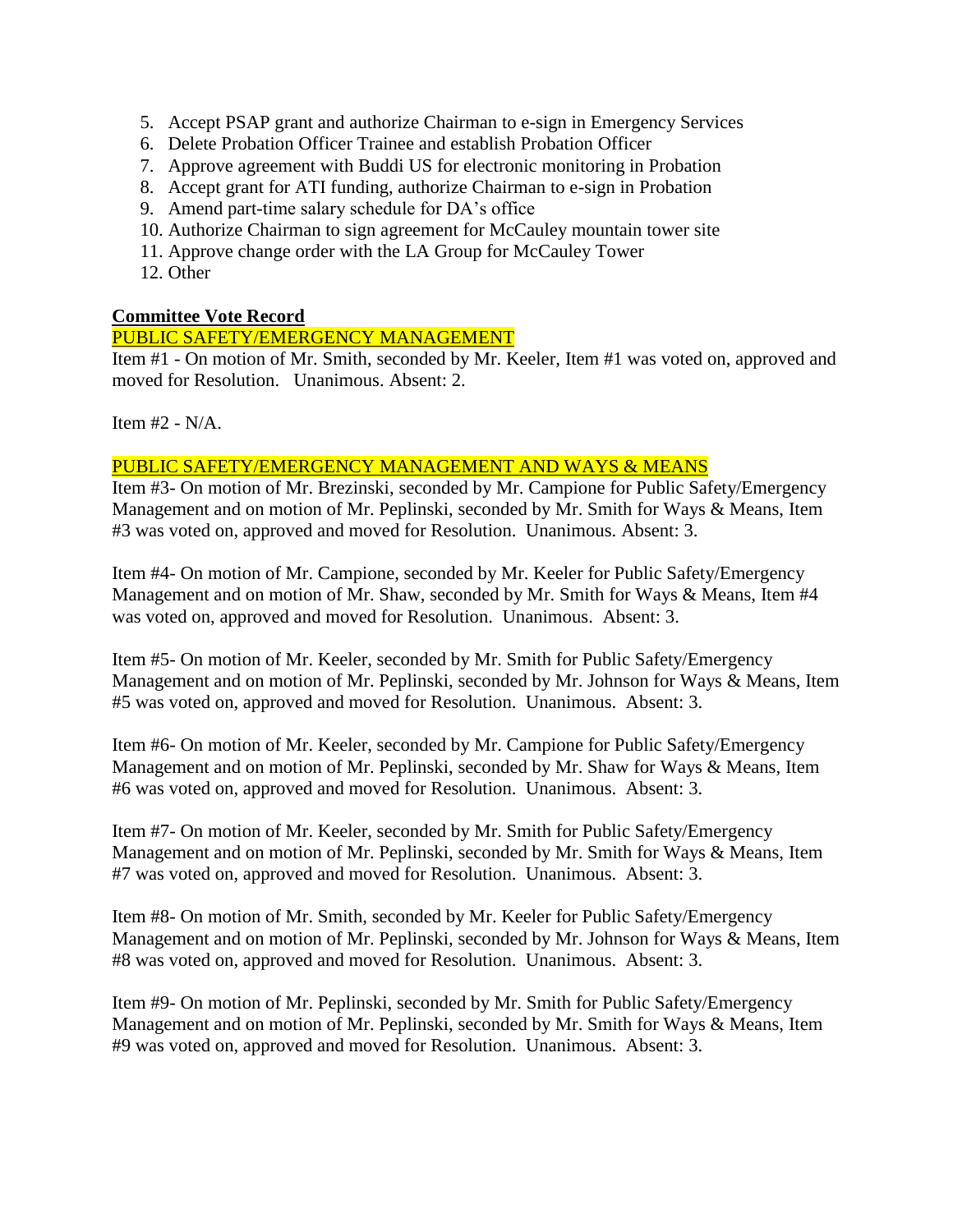5. Accept PSAP grant and authorize Chairman to e-sign in Emergency Services
6. Delete Probation Officer Trainee and establish Probation Officer
7. Approve agreement with Buddi US for electronic monitoring in Probation
8. Accept grant for ATI funding, authorize Chairman to e-sign in Probation
9. Amend part-time salary schedule for DA's office
10. Authorize Chairman to sign agreement for McCauley mountain tower site
11. Approve change order with the LA Group for McCauley Tower
12. Other

**Committee Vote Record**

PUBLIC SAFETY/EMERGENCY MANAGEMENT

Item #1 - On motion of Mr. Smith, seconded by Mr. Keeler, Item #1 was voted on, approved and moved for Resolution. Unanimous. Absent: 2.

Item #2 - N/A.

PUBLIC SAFETY/EMERGENCY MANAGEMENT AND WAYS & MEANS

Item #3- On motion of Mr. Brezinski, seconded by Mr. Campione for Public Safety/Emergency Management and on motion of Mr. Peplinski, seconded by Mr. Smith for Ways & Means, Item #3 was voted on, approved and moved for Resolution. Unanimous. Absent: 3.

Item #4- On motion of Mr. Campione, seconded by Mr. Keeler for Public Safety/Emergency Management and on motion of Mr. Shaw, seconded by Mr. Smith for Ways & Means, Item #4 was voted on, approved and moved for Resolution. Unanimous. Absent: 3.

Item #5- On motion of Mr. Keeler, seconded by Mr. Smith for Public Safety/Emergency Management and on motion of Mr. Peplinski, seconded by Mr. Johnson for Ways & Means, Item #5 was voted on, approved and moved for Resolution. Unanimous. Absent: 3.

Item #6- On motion of Mr. Keeler, seconded by Mr. Campione for Public Safety/Emergency Management and on motion of Mr. Peplinski, seconded by Mr. Shaw for Ways & Means, Item #6 was voted on, approved and moved for Resolution. Unanimous. Absent: 3.

Item #7- On motion of Mr. Keeler, seconded by Mr. Smith for Public Safety/Emergency Management and on motion of Mr. Peplinski, seconded by Mr. Smith for Ways & Means, Item #7 was voted on, approved and moved for Resolution. Unanimous. Absent: 3.

Item #8- On motion of Mr. Smith, seconded by Mr. Keeler for Public Safety/Emergency Management and on motion of Mr. Peplinski, seconded by Mr. Johnson for Ways & Means, Item #8 was voted on, approved and moved for Resolution. Unanimous. Absent: 3.

Item #9- On motion of Mr. Peplinski, seconded by Mr. Smith for Public Safety/Emergency Management and on motion of Mr. Peplinski, seconded by Mr. Smith for Ways & Means, Item #9 was voted on, approved and moved for Resolution. Unanimous. Absent: 3.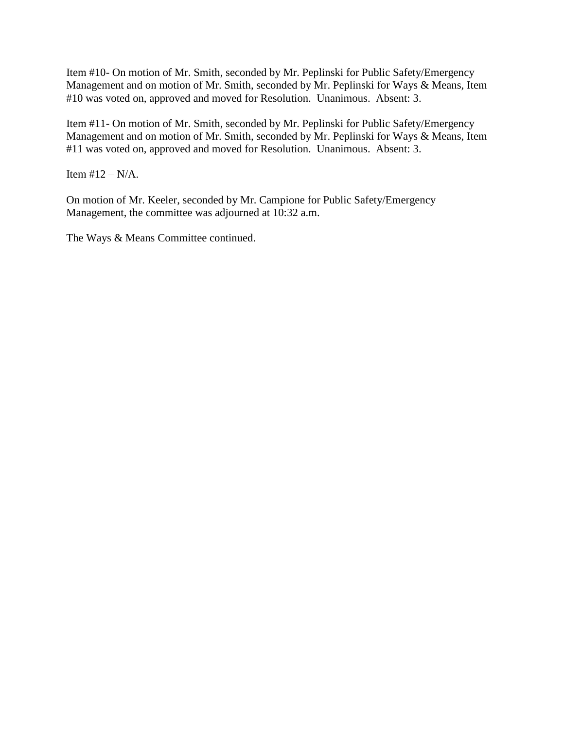Item #10- On motion of Mr. Smith, seconded by Mr. Peplinski for Public Safety/Emergency Management and on motion of Mr. Smith, seconded by Mr. Peplinski for Ways & Means, Item #10 was voted on, approved and moved for Resolution. Unanimous. Absent: 3.

Item #11- On motion of Mr. Smith, seconded by Mr. Peplinski for Public Safety/Emergency Management and on motion of Mr. Smith, seconded by Mr. Peplinski for Ways & Means, Item #11 was voted on, approved and moved for Resolution. Unanimous. Absent: 3.

Item #12 – N/A.

On motion of Mr. Keeler, seconded by Mr. Campione for Public Safety/Emergency Management, the committee was adjourned at 10:32 a.m.

The Ways & Means Committee continued.